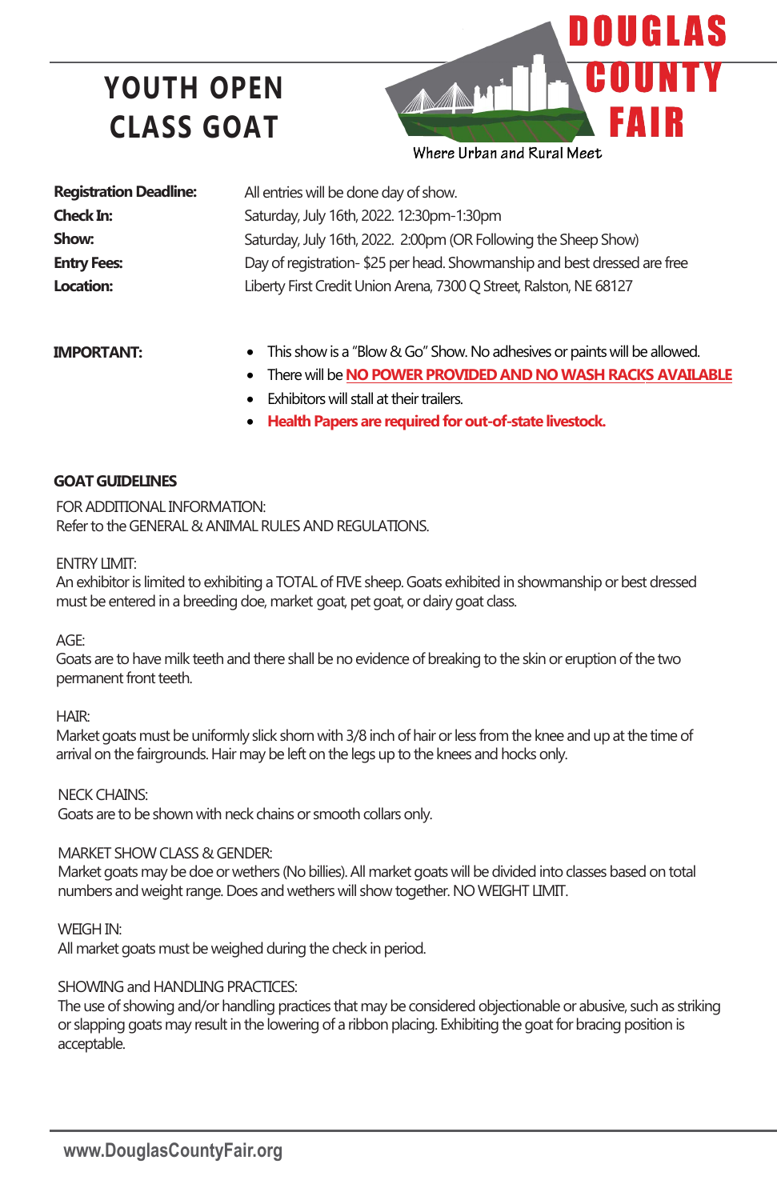# YOUTH OPEN CLASS GOAT

**DOUGLAS COUNTY FAIR**

Where Urban and Rural Meet

| | |
|---|---|
| **Registration Deadline:** | All entries will be done day of show. |
| **Check In:** | Saturday, July 16th, 2022. 12:30pm-1:30pm |
| **Show:** | Saturday, July 16th, 2022. 2:00pm (OR Following the Sheep Show) |
| **Entry Fees:** | Day of registration- $25 per head. Showmanship and best dressed are free |
| **Location:** | Liberty First Credit Union Arena, 7300 Q Street, Ralston, NE 68127 |

**IMPORTANT:**

- This show is a "Blow & Go" Show. No adhesives or paints will be allowed.
- There will be **NO POWER PROVIDED AND NO WASH RACKS AVAILABLE**
- Exhibitors will stall at their trailers.
- **Health Papers are required for out-of-state livestock.**

## GOAT GUIDELINES

FOR ADDITIONAL INFORMATION:
Refer to the GENERAL & ANIMAL RULES AND REGULATIONS.

ENTRY LIMIT:
An exhibitor is limited to exhibiting a TOTAL of FIVE sheep. Goats exhibited in showmanship or best dressed must be entered in a breeding doe, market goat, pet goat, or dairy goat class.

AGE:
Goats are to have milk teeth and there shall be no evidence of breaking to the skin or eruption of the two permanent front teeth.

HAIR:
Market goats must be uniformly slick shorn with 3/8 inch of hair or less from the knee and up at the time of arrival on the fairgrounds. Hair may be left on the legs up to the knees and hocks only.

NECK CHAINS:
Goats are to be shown with neck chains or smooth collars only.

MARKET SHOW CLASS & GENDER:
Market goats may be doe or wethers (No billies). All market goats will be divided into classes based on total numbers and weight range. Does and wethers will show together. NO WEIGHT LIMIT.

WEIGH IN:
All market goats must be weighed during the check in period.

SHOWING and HANDLING PRACTICES:
The use of showing and/or handling practices that may be considered objectionable or abusive, such as striking or slapping goats may result in the lowering of a ribbon placing. Exhibiting the goat for bracing position is acceptable.

www.DouglasCountyFair.org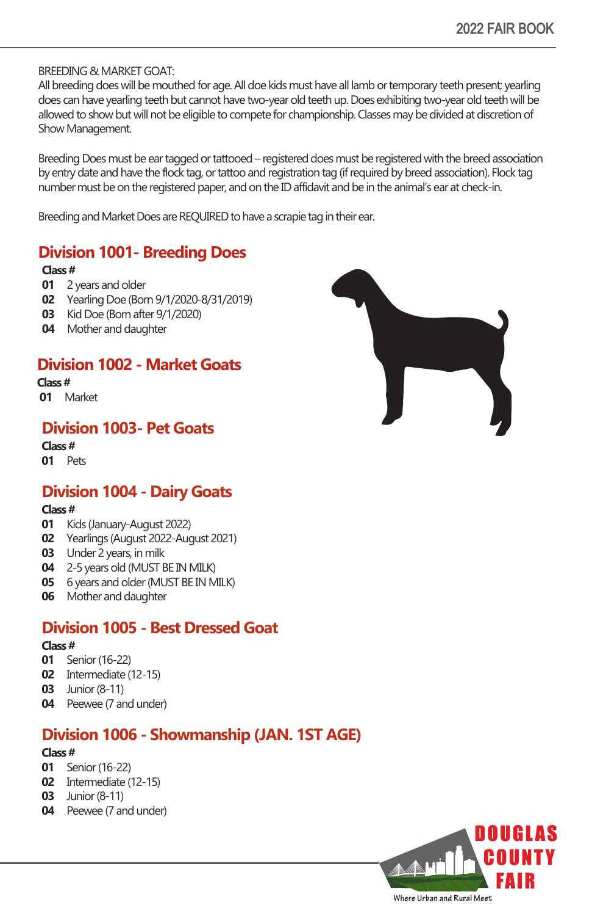BREEDING & MARKET GOAT:
All breeding does will be mouthed for age. All doe kids must have all lamb or temporary teeth present; yearling does can have yearling teeth but cannot have two-year old teeth up. Does exhibiting two-year old teeth will be allowed to show but will not be eligible to compete for championship. Classes may be divided at discretion of Show Management.

Breeding Does must be ear tagged or tattooed – registered does must be registered with the breed association by entry date and have the flock tag, or tattoo and registration tag (if required by breed association). Flock tag number must be on the registered paper, and on the ID affidavit and be in the animal's ear at check-in.

Breeding and Market Does are REQUIRED to have a scrapie tag in their ear.

## Division 1001- Breeding Does

**Class #**

**01** 2 years and older
**02** Yearling Doe (Born 9/1/2020-8/31/2019)
**03** Kid Doe (Born after 9/1/2020)
**04** Mother and daughter

## Division 1002 - Market Goats

**Class #**

**01** Market

## Division 1003- Pet Goats

**Class #**

**01** Pets

## Division 1004 - Dairy Goats

**Class #**

**01** Kids (January-August 2022)
**02** Yearlings (August 2022-August 2021)
**03** Under 2 years, in milk
**04** 2-5 years old (MUST BE IN MILK)
**05** 6 years and older (MUST BE IN MILK)
**06** Mother and daughter

## Division 1005 - Best Dressed Goat

**Class #**

**01** Senior (16-22)
**02** Intermediate (12-15)
**03** Junior (8-11)
**04** Peewee (7 and under)

## Division 1006 - Showmanship (JAN. 1ST AGE)

**Class #**

**01** Senior (16-22)
**02** Intermediate (12-15)
**03** Junior (8-11)
**04** Peewee (7 and under)